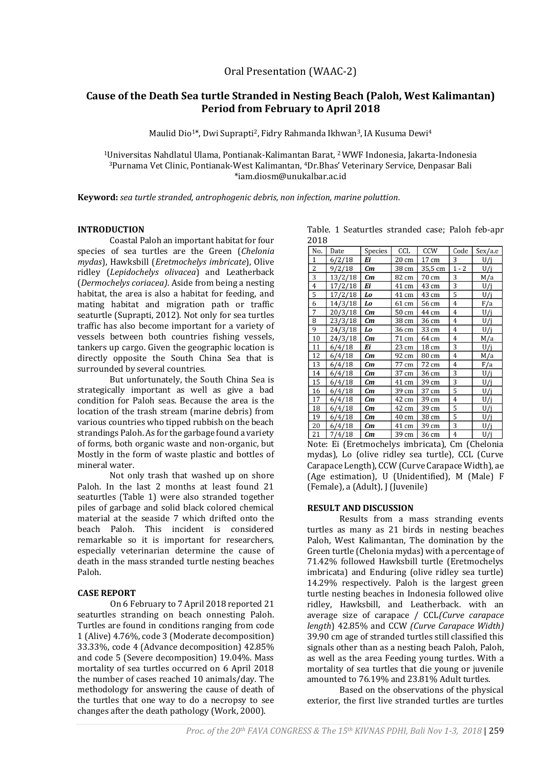Oral Presentation (WAAC-2)

# Cause of the Death Sea turtle Stranded in Nesting Beach (Paloh, West Kalimantan) Period from February to April 2018

Maulid Dio[1]*, Dwi Suprapti[2], Fidry Rahmanda Ikhwan[3], IA Kusuma Dewi[4]

[1]Universitas Nahdlatul Ulama, Pontianak-Kalimantan Barat, [2] WWF Indonesia, Jakarta-Indonesia
[3]Purnama Vet Clinic, Pontianak-West Kalimantan, [4]Dr.Bhas' Veterinary Service, Denpasar Bali
*iam.diosm@unukalbar.ac.id

**Keyword:** *sea turtle stranded, antrophogenic debris, non infection, marine poluttion.*

## INTRODUCTION

Coastal Paloh an important habitat for four species of sea turtles are the Green (*Chelonia mydas*), Hawksbill (*Eretmochelys imbricate*), Olive ridley (*Lepidochelys olivacea*) and Leatherback (*Dermochelys coriacea)*. Aside from being a nesting habitat, the area is also a habitat for feeding, and mating habitat and migration path or traffic seaturtle (Suprapti, 2012). Not only for sea turtles traffic has also become important for a variety of vessels between both countries fishing vessels, tankers up cargo. Given the geographic location is directly opposite the South China Sea that is surrounded by several countries.

But unfortunately, the South China Sea is strategically important as well as give a bad condition for Paloh seas. Because the area is the location of the trash stream (marine debris) from various countries who tipped rubbish on the beach strandings Paloh. As for the garbage found a variety of forms, both organic waste and non-organic, but Mostly in the form of waste plastic and bottles of mineral water.

Not only trash that washed up on shore Paloh. In the last 2 months at least found 21 seaturtles (Table 1) were also stranded together piles of garbage and solid black colored chemical material at the seaside 7 which drifted onto the beach Paloh. This incident is considered remarkable so it is important for researchers, especially veterinarian determine the cause of death in the mass stranded turtle nesting beaches Paloh.

## CASE REPORT

On 6 February to 7 April 2018 reported 21 seaturtles stranding on beach onnesting Paloh. Turtles are found in conditions ranging from code 1 (Alive) 4.76%, code 3 (Moderate decomposition) 33.33%, code 4 (Advance decomposition) 42.85% and code 5 (Severe decomposition) 19.04%. Mass mortality of sea turtles occurred on 6 April 2018 the number of cases reached 10 animals/day. The methodology for answering the cause of death of the turtles that one way to do a necropsy to see changes after the death pathology (Work, 2000).

Table. 1 Seaturtles stranded case; Paloh feb-apr 2018

| No. | Date | Species | CCL | CCW | Code | Sex/a.e |
|---|---|---|---|---|---|---|
| 1 | 6/2/18 | ***Ei*** | 20 cm | 17 cm | 3 | U/j |
| 2 | 9/2/18 | ***Cm*** | 38 cm | 35,5 cm | 1 - 2 | U/j |
| 3 | 13/2/18 | ***Cm*** | 82 cm | 70 cm | 3 | M/a |
| 4 | 17/2/18 | ***Ei*** | 41 cm | 43 cm | 3 | U/j |
| 5 | 17/2/18 | ***Lo*** | 41 cm | 43 cm | 5 | U/j |
| 6 | 14/3/18 | ***Lo*** | 61 cm | 56 cm | 4 | F/a |
| 7 | 20/3/18 | ***Cm*** | 50 cm | 44 cm | 4 | U/j |
| 8 | 23/3/18 | ***Cm*** | 38 cm | 36 cm | 4 | U/j |
| 9 | 24/3/18 | ***Lo*** | 36 cm | 33 cm | 4 | U/j |
| 10 | 24/3/18 | ***Cm*** | 71 cm | 64 cm | 4 | M/a |
| 11 | 6/4/18 | ***Ei*** | 23 cm | 18 cm | 3 | U/j |
| 12 | 6/4/18 | ***Cm*** | 92 cm | 80 cm | 4 | M/a |
| 13 | 6/4/18 | ***Cm*** | 77 cm | 72 cm | 4 | F/a |
| 14 | 6/4/18 | ***Cm*** | 37 cm | 36 cm | 3 | U/j |
| 15 | 6/4/18 | ***Cm*** | 41 cm | 39 cm | 3 | U/j |
| 16 | 6/4/18 | ***Cm*** | 39 cm | 37 cm | 5 | U/j |
| 17 | 6/4/18 | ***Cm*** | 42 cm | 39 cm | 4 | U/j |
| 18 | 6/4/18 | ***Cm*** | 42 cm | 39 cm | 5 | U/j |
| 19 | 6/4/18 | ***Cm*** | 40 cm | 38 cm | 5 | U/j |
| 20 | 6/4/18 | ***Cm*** | 41 cm | 39 cm | 3 | U/j |
| 21 | 7/4/18 | ***Cm*** | 39 cm | 36 cm | 4 | U/j |

Note: Ei (Eretmochelys imbricata), Cm (Chelonia mydas), Lo (olive ridley sea turtle), CCL (Curve Carapace Length), CCW (Curve Carapace Width), ae (Age estimation), U (Unidentified), M (Male) F (Female), a (Adult), J (Juvenile)

## RESULT AND DISCUSSION

Results from a mass stranding events turtles as many as 21 birds in nesting beaches Paloh, West Kalimantan, The domination by the Green turtle (Chelonia mydas) with a percentage of 71.42% followed Hawksbill turtle (Eretmochelys imbricata) and Enduring (olive ridley sea turtle) 14.29% respectively. Paloh is the largest green turtle nesting beaches in Indonesia followed olive ridley, Hawksbill, and Leatherback. with an average size of carapace / CCL*(Curve carapace length*) 42.85% and CCW *(Curve Carapace Width)* 39.90 cm age of stranded turtles still classified this signals other than as a nesting beach Paloh, Paloh, as well as the area Feeding young turtles. With a mortality of sea turtles that die young or juvenile amounted to 76.19% and 23.81% Adult turtles.

Based on the observations of the physical exterior, the first live stranded turtles are turtles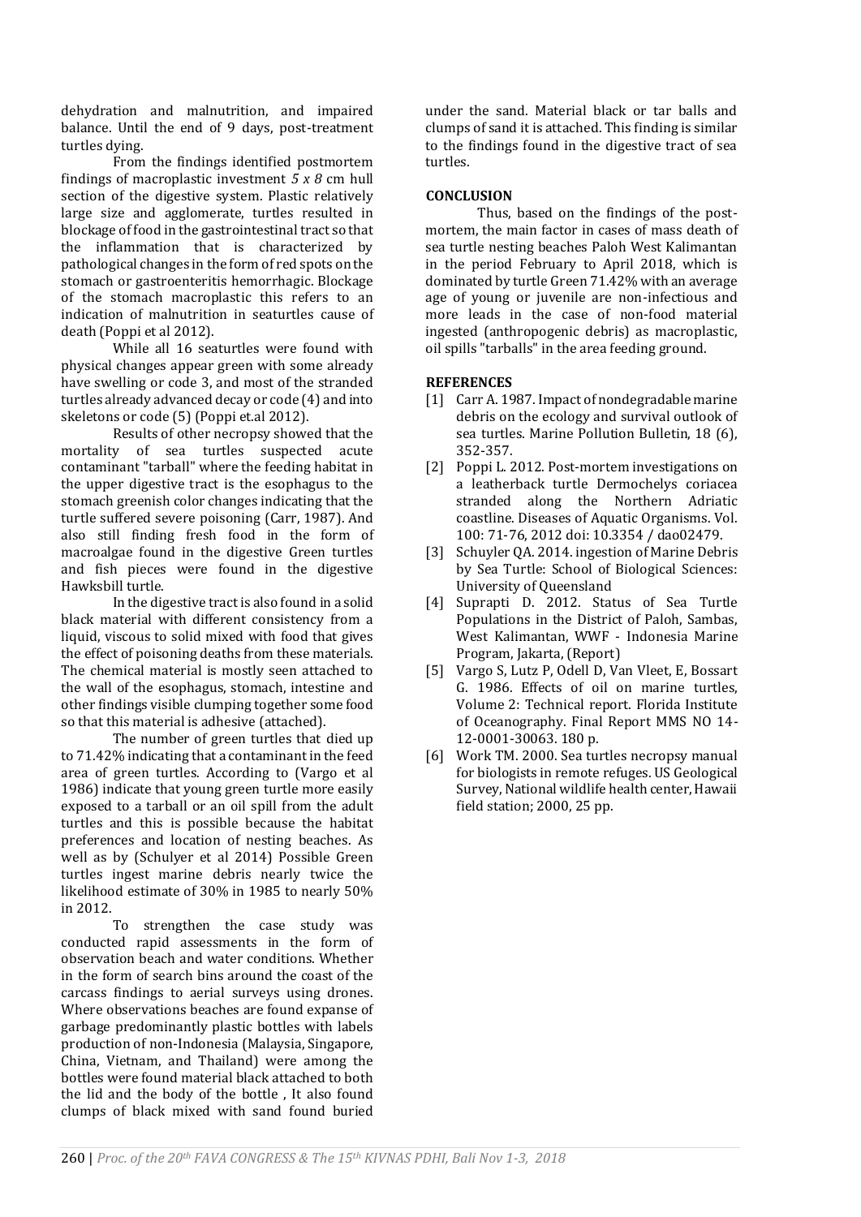dehydration and malnutrition, and impaired balance. Until the end of 9 days, post-treatment turtles dying.

From the findings identified postmortem findings of macroplastic investment *5 x 8* cm hull section of the digestive system. Plastic relatively large size and agglomerate, turtles resulted in blockage of food in the gastrointestinal tract so that the inflammation that is characterized by pathological changes in the form of red spots on the stomach or gastroenteritis hemorrhagic. Blockage of the stomach macroplastic this refers to an indication of malnutrition in seaturtles cause of death (Poppi et al 2012).

While all 16 seaturtles were found with physical changes appear green with some already have swelling or code 3, and most of the stranded turtles already advanced decay or code (4) and into skeletons or code (5) (Poppi et.al 2012).

Results of other necropsy showed that the mortality of sea turtles suspected acute contaminant "tarball" where the feeding habitat in the upper digestive tract is the esophagus to the stomach greenish color changes indicating that the turtle suffered severe poisoning (Carr, 1987). And also still finding fresh food in the form of macroalgae found in the digestive Green turtles and fish pieces were found in the digestive Hawksbill turtle.

In the digestive tract is also found in a solid black material with different consistency from a liquid, viscous to solid mixed with food that gives the effect of poisoning deaths from these materials. The chemical material is mostly seen attached to the wall of the esophagus, stomach, intestine and other findings visible clumping together some food so that this material is adhesive (attached).

The number of green turtles that died up to 71.42% indicating that a contaminant in the feed area of green turtles. According to (Vargo et al 1986) indicate that young green turtle more easily exposed to a tarball or an oil spill from the adult turtles and this is possible because the habitat preferences and location of nesting beaches. As well as by (Schulyer et al 2014) Possible Green turtles ingest marine debris nearly twice the likelihood estimate of 30% in 1985 to nearly 50% in 2012.

To strengthen the case study was conducted rapid assessments in the form of observation beach and water conditions. Whether in the form of search bins around the coast of the carcass findings to aerial surveys using drones. Where observations beaches are found expanse of garbage predominantly plastic bottles with labels production of non-Indonesia (Malaysia, Singapore, China, Vietnam, and Thailand) were among the bottles were found material black attached to both the lid and the body of the bottle , It also found clumps of black mixed with sand found buried under the sand. Material black or tar balls and clumps of sand it is attached. This finding is similar to the findings found in the digestive tract of sea turtles.

## CONCLUSION

Thus, based on the findings of the post-mortem, the main factor in cases of mass death of sea turtle nesting beaches Paloh West Kalimantan in the period February to April 2018, which is dominated by turtle Green 71.42% with an average age of young or juvenile are non-infectious and more leads in the case of non-food material ingested (anthropogenic debris) as macroplastic, oil spills "tarballs" in the area feeding ground.

## REFERENCES

[1] Carr A. 1987. Impact of nondegradable marine debris on the ecology and survival outlook of sea turtles. Marine Pollution Bulletin, 18 (6), 352-357.

[2] Poppi L. 2012. Post-mortem investigations on a leatherback turtle Dermochelys coriacea stranded along the Northern Adriatic coastline. Diseases of Aquatic Organisms. Vol. 100: 71-76, 2012 doi: 10.3354 / dao02479.

[3] Schuyler QA. 2014. ingestion of Marine Debris by Sea Turtle: School of Biological Sciences: University of Queensland

[4] Suprapti D. 2012. Status of Sea Turtle Populations in the District of Paloh, Sambas, West Kalimantan, WWF - Indonesia Marine Program, Jakarta, (Report)

[5] Vargo S, Lutz P, Odell D, Van Vleet, E, Bossart G. 1986. Effects of oil on marine turtles, Volume 2: Technical report. Florida Institute of Oceanography. Final Report MMS NO 14-12-0001-30063. 180 p.

[6] Work TM. 2000. Sea turtles necropsy manual for biologists in remote refuges. US Geological Survey, National wildlife health center, Hawaii field station; 2000, 25 pp.